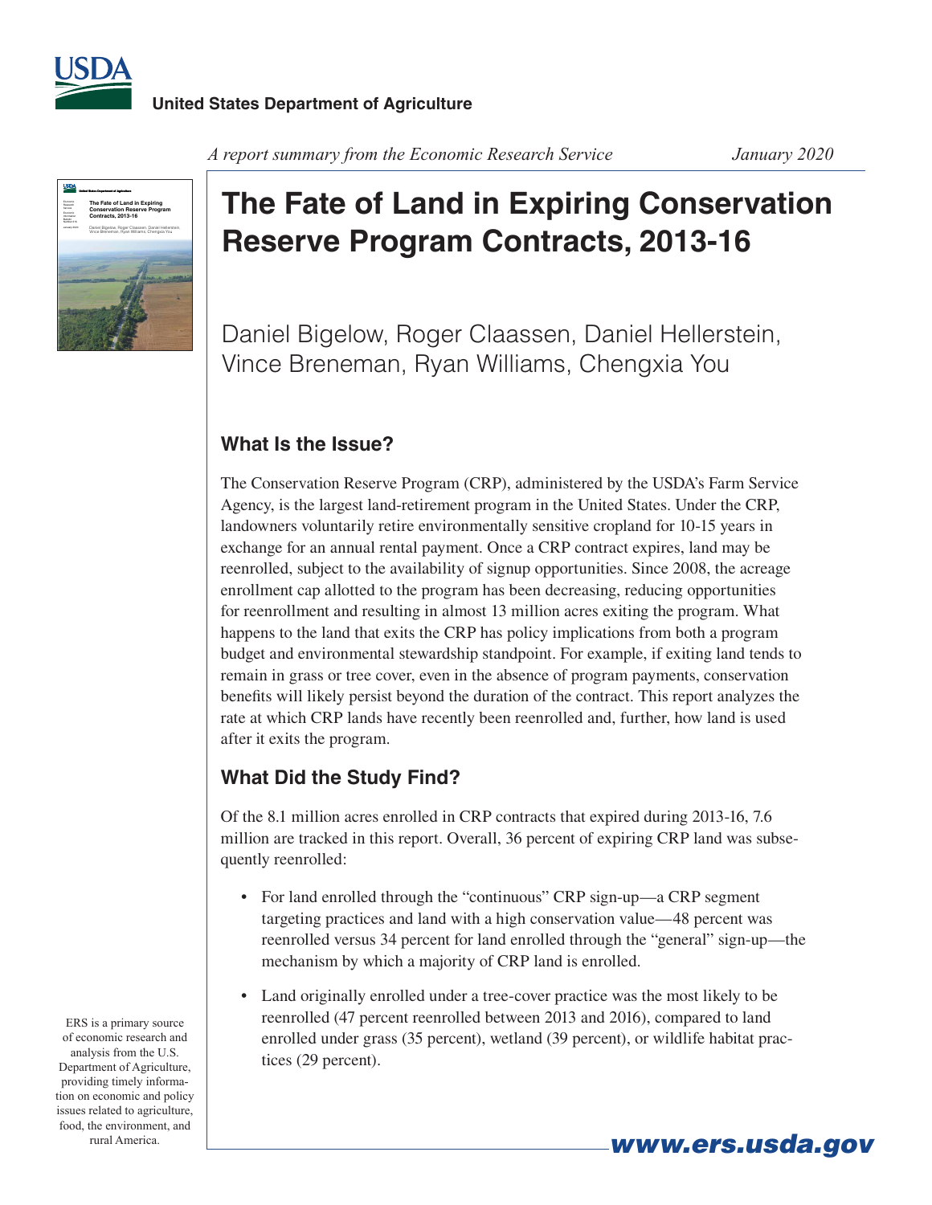United States Department of Agriculture

*A report summary from the Economic Research Service* *January 2020*

# The Fate of Land in Expiring Conservation Reserve Program Contracts, 2013-16

Daniel Bigelow, Roger Claassen, Daniel Hellerstein, Vince Breneman, Ryan Williams, Chengxia You

## What Is the Issue?

The Conservation Reserve Program (CRP), administered by the USDA's Farm Service Agency, is the largest land-retirement program in the United States. Under the CRP, landowners voluntarily retire environmentally sensitive cropland for 10-15 years in exchange for an annual rental payment. Once a CRP contract expires, land may be reenrolled, subject to the availability of signup opportunities. Since 2008, the acreage enrollment cap allotted to the program has been decreasing, reducing opportunities for reenrollment and resulting in almost 13 million acres exiting the program. What happens to the land that exits the CRP has policy implications from both a program budget and environmental stewardship standpoint. For example, if exiting land tends to remain in grass or tree cover, even in the absence of program payments, conservation benefits will likely persist beyond the duration of the contract. This report analyzes the rate at which CRP lands have recently been reenrolled and, further, how land is used after it exits the program.

## What Did the Study Find?

Of the 8.1 million acres enrolled in CRP contracts that expired during 2013-16, 7.6 million are tracked in this report. Overall, 36 percent of expiring CRP land was subsequently reenrolled:

- For land enrolled through the "continuous" CRP sign-up—a CRP segment targeting practices and land with a high conservation value—48 percent was reenrolled versus 34 percent for land enrolled through the "general" sign-up—the mechanism by which a majority of CRP land is enrolled.
- Land originally enrolled under a tree-cover practice was the most likely to be reenrolled (47 percent reenrolled between 2013 and 2016), compared to land enrolled under grass (35 percent), wetland (39 percent), or wildlife habitat practices (29 percent).

ERS is a primary source of economic research and analysis from the U.S. Department of Agriculture, providing timely information on economic and policy issues related to agriculture, food, the environment, and rural America.

www.ers.usda.gov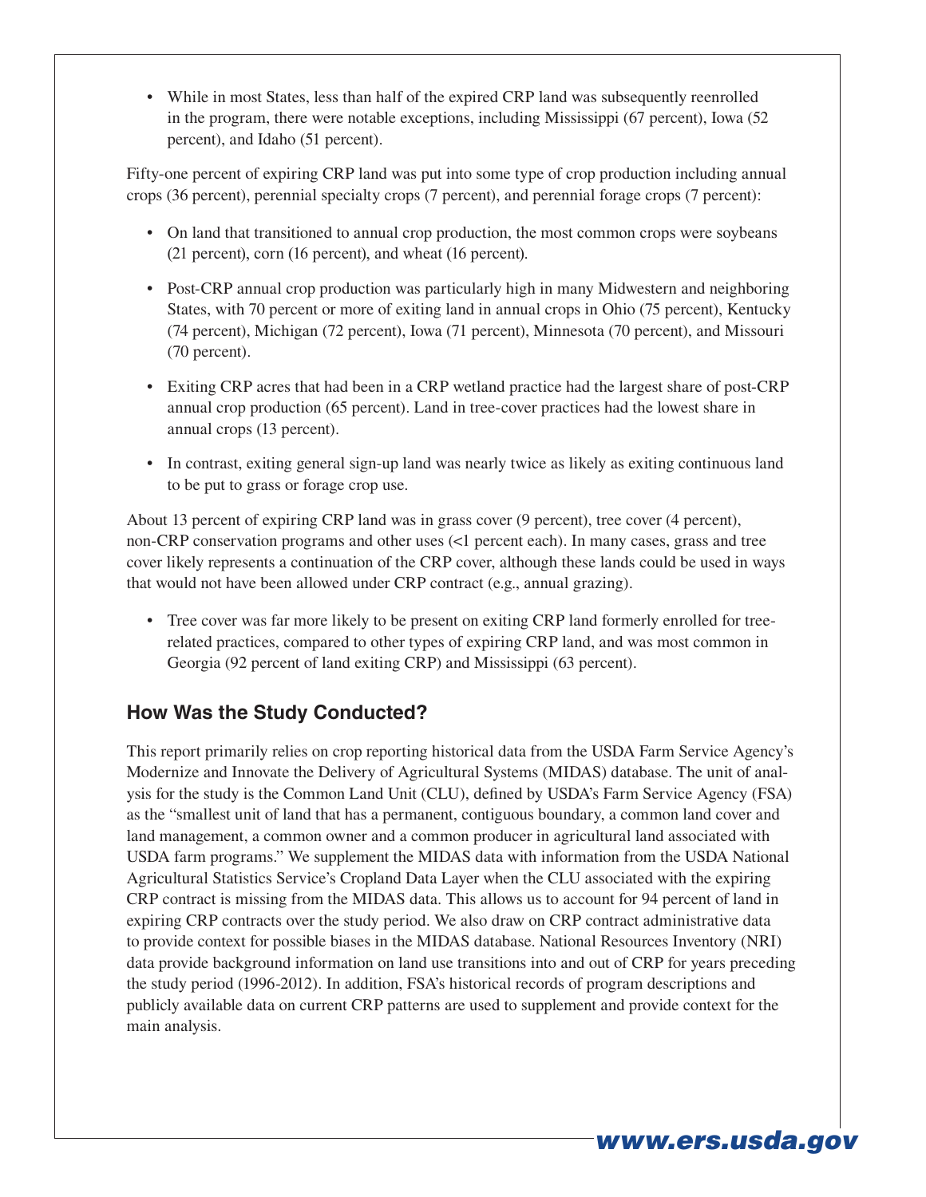- While in most States, less than half of the expired CRP land was subsequently reenrolled in the program, there were notable exceptions, including Mississippi (67 percent), Iowa (52 percent), and Idaho (51 percent).

Fifty-one percent of expiring CRP land was put into some type of crop production including annual crops (36 percent), perennial specialty crops (7 percent), and perennial forage crops (7 percent):

- On land that transitioned to annual crop production, the most common crops were soybeans (21 percent), corn (16 percent), and wheat (16 percent).
- Post-CRP annual crop production was particularly high in many Midwestern and neighboring States, with 70 percent or more of exiting land in annual crops in Ohio (75 percent), Kentucky (74 percent), Michigan (72 percent), Iowa (71 percent), Minnesota (70 percent), and Missouri (70 percent).
- Exiting CRP acres that had been in a CRP wetland practice had the largest share of post-CRP annual crop production (65 percent). Land in tree-cover practices had the lowest share in annual crops (13 percent).
- In contrast, exiting general sign-up land was nearly twice as likely as exiting continuous land to be put to grass or forage crop use.

About 13 percent of expiring CRP land was in grass cover (9 percent), tree cover (4 percent), non-CRP conservation programs and other uses (<1 percent each). In many cases, grass and tree cover likely represents a continuation of the CRP cover, although these lands could be used in ways that would not have been allowed under CRP contract (e.g., annual grazing).

- Tree cover was far more likely to be present on exiting CRP land formerly enrolled for tree-related practices, compared to other types of expiring CRP land, and was most common in Georgia (92 percent of land exiting CRP) and Mississippi (63 percent).

## How Was the Study Conducted?

This report primarily relies on crop reporting historical data from the USDA Farm Service Agency's Modernize and Innovate the Delivery of Agricultural Systems (MIDAS) database. The unit of analysis for the study is the Common Land Unit (CLU), defined by USDA's Farm Service Agency (FSA) as the "smallest unit of land that has a permanent, contiguous boundary, a common land cover and land management, a common owner and a common producer in agricultural land associated with USDA farm programs." We supplement the MIDAS data with information from the USDA National Agricultural Statistics Service's Cropland Data Layer when the CLU associated with the expiring CRP contract is missing from the MIDAS data. This allows us to account for 94 percent of land in expiring CRP contracts over the study period. We also draw on CRP contract administrative data to provide context for possible biases in the MIDAS database. National Resources Inventory (NRI) data provide background information on land use transitions into and out of CRP for years preceding the study period (1996-2012). In addition, FSA's historical records of program descriptions and publicly available data on current CRP patterns are used to supplement and provide context for the main analysis.